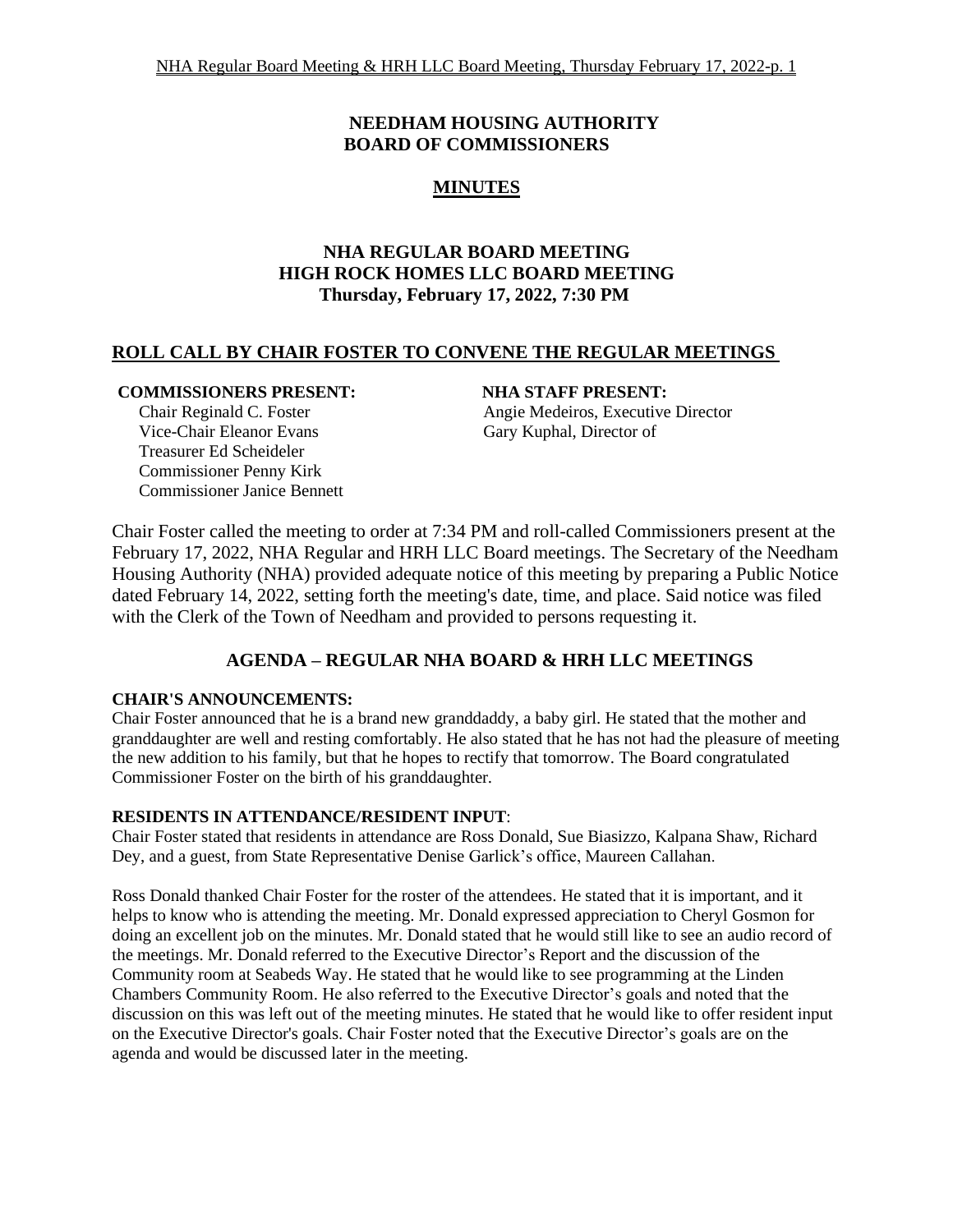# NEEDHAM HOUSING AUTHORITY
# BOARD OF COMMISSIONERS

## MINUTES

### NHA REGULAR BOARD MEETING
### HIGH ROCK HOMES LLC BOARD MEETING
### Thursday, February 17, 2022, 7:30 PM

## ROLL CALL BY CHAIR FOSTER TO CONVENE THE REGULAR MEETINGS

**COMMISSIONERS PRESENT:**

Chair Reginald C. Foster
Vice-Chair Eleanor Evans
Treasurer Ed Scheideler
Commissioner Penny Kirk
Commissioner Janice Bennett

**NHA STAFF PRESENT:**

Angie Medeiros, Executive Director
Gary Kuphal, Director of

Chair Foster called the meeting to order at 7:34 PM and roll-called Commissioners present at the February 17, 2022, NHA Regular and HRH LLC Board meetings. The Secretary of the Needham Housing Authority (NHA) provided adequate notice of this meeting by preparing a Public Notice dated February 14, 2022, setting forth the meeting's date, time, and place. Said notice was filed with the Clerk of the Town of Needham and provided to persons requesting it.

### AGENDA – REGULAR NHA BOARD & HRH LLC MEETINGS

**CHAIR'S ANNOUNCEMENTS:**

Chair Foster announced that he is a brand new granddaddy, a baby girl. He stated that the mother and granddaughter are well and resting comfortably. He also stated that he has not had the pleasure of meeting the new addition to his family, but that he hopes to rectify that tomorrow. The Board congratulated Commissioner Foster on the birth of his granddaughter.

**RESIDENTS IN ATTENDANCE/RESIDENT INPUT**:

Chair Foster stated that residents in attendance are Ross Donald, Sue Biasizzo, Kalpana Shaw, Richard Dey, and a guest, from State Representative Denise Garlick's office, Maureen Callahan.

Ross Donald thanked Chair Foster for the roster of the attendees. He stated that it is important, and it helps to know who is attending the meeting. Mr. Donald expressed appreciation to Cheryl Gosmon for doing an excellent job on the minutes. Mr. Donald stated that he would still like to see an audio record of the meetings. Mr. Donald referred to the Executive Director's Report and the discussion of the Community room at Seabeds Way. He stated that he would like to see programming at the Linden Chambers Community Room. He also referred to the Executive Director's goals and noted that the discussion on this was left out of the meeting minutes. He stated that he would like to offer resident input on the Executive Director's goals. Chair Foster noted that the Executive Director's goals are on the agenda and would be discussed later in the meeting.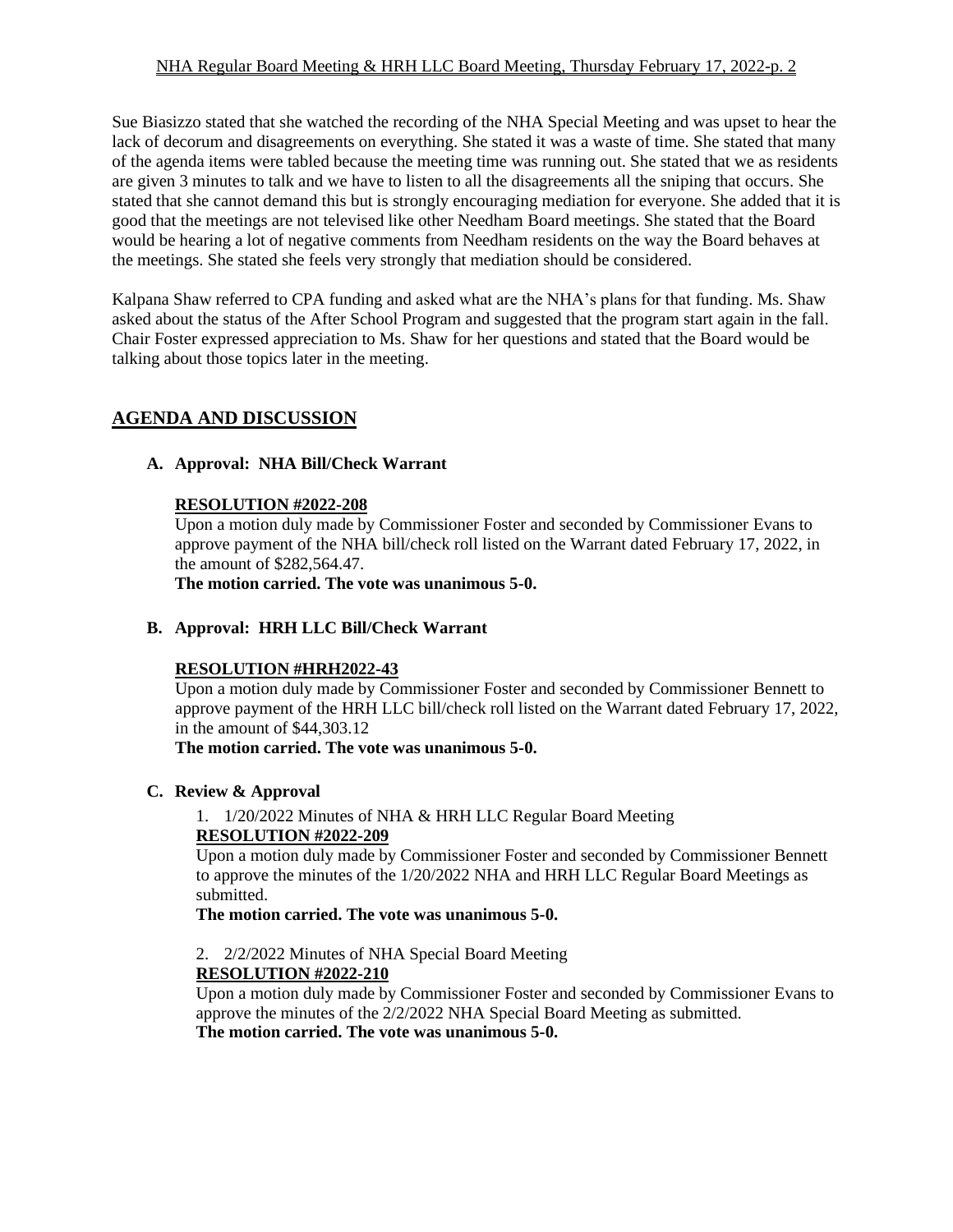Sue Biasizzo stated that she watched the recording of the NHA Special Meeting and was upset to hear the lack of decorum and disagreements on everything. She stated it was a waste of time. She stated that many of the agenda items were tabled because the meeting time was running out. She stated that we as residents are given 3 minutes to talk and we have to listen to all the disagreements all the sniping that occurs. She stated that she cannot demand this but is strongly encouraging mediation for everyone. She added that it is good that the meetings are not televised like other Needham Board meetings. She stated that the Board would be hearing a lot of negative comments from Needham residents on the way the Board behaves at the meetings. She stated she feels very strongly that mediation should be considered.

Kalpana Shaw referred to CPA funding and asked what are the NHA's plans for that funding. Ms. Shaw asked about the status of the After School Program and suggested that the program start again in the fall. Chair Foster expressed appreciation to Ms. Shaw for her questions and stated that the Board would be talking about those topics later in the meeting.

## AGENDA AND DISCUSSION

### A. Approval: NHA Bill/Check Warrant

**RESOLUTION #2022-208**

Upon a motion duly made by Commissioner Foster and seconded by Commissioner Evans to approve payment of the NHA bill/check roll listed on the Warrant dated February 17, 2022, in the amount of $282,564.47.

**The motion carried. The vote was unanimous 5-0.**

### B. Approval: HRH LLC Bill/Check Warrant

**RESOLUTION #HRH2022-43**

Upon a motion duly made by Commissioner Foster and seconded by Commissioner Bennett to approve payment of the HRH LLC bill/check roll listed on the Warrant dated February 17, 2022, in the amount of $44,303.12

**The motion carried. The vote was unanimous 5-0.**

### C. Review & Approval

1. 1/20/2022 Minutes of NHA & HRH LLC Regular Board Meeting

**RESOLUTION #2022-209**

Upon a motion duly made by Commissioner Foster and seconded by Commissioner Bennett to approve the minutes of the 1/20/2022 NHA and HRH LLC Regular Board Meetings as submitted.

**The motion carried. The vote was unanimous 5-0.**

2. 2/2/2022 Minutes of NHA Special Board Meeting

**RESOLUTION #2022-210**

Upon a motion duly made by Commissioner Foster and seconded by Commissioner Evans to approve the minutes of the 2/2/2022 NHA Special Board Meeting as submitted.

**The motion carried. The vote was unanimous 5-0.**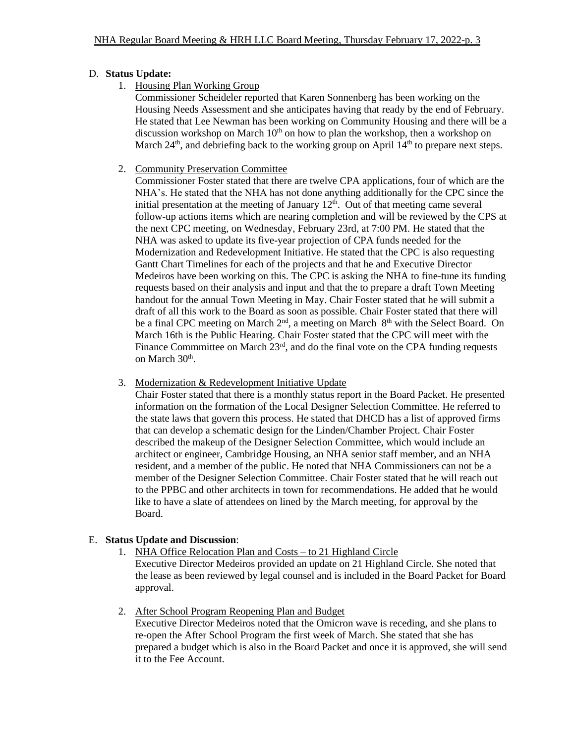D. **Status Update:**

1. Housing Plan Working Group

   Commissioner Scheideler reported that Karen Sonnenberg has been working on the Housing Needs Assessment and she anticipates having that ready by the end of February. He stated that Lee Newman has been working on Community Housing and there will be a discussion workshop on March 10th on how to plan the workshop, then a workshop on March 24th, and debriefing back to the working group on April 14th to prepare next steps.

2. Community Preservation Committee

   Commissioner Foster stated that there are twelve CPA applications, four of which are the NHA's. He stated that the NHA has not done anything additionally for the CPC since the initial presentation at the meeting of January 12th. Out of that meeting came several follow-up actions items which are nearing completion and will be reviewed by the CPS at the next CPC meeting, on Wednesday, February 23rd, at 7:00 PM. He stated that the NHA was asked to update its five-year projection of CPA funds needed for the Modernization and Redevelopment Initiative. He stated that the CPC is also requesting Gantt Chart Timelines for each of the projects and that he and Executive Director Medeiros have been working on this. The CPC is asking the NHA to fine-tune its funding requests based on their analysis and input and that the to prepare a draft Town Meeting handout for the annual Town Meeting in May. Chair Foster stated that he will submit a draft of all this work to the Board as soon as possible. Chair Foster stated that there will be a final CPC meeting on March 2nd, a meeting on March 8th with the Select Board. On March 16th is the Public Hearing. Chair Foster stated that the CPC will meet with the Finance Commmittee on March 23rd, and do the final vote on the CPA funding requests on March 30th.

3. Modernization & Redevelopment Initiative Update

   Chair Foster stated that there is a monthly status report in the Board Packet. He presented information on the formation of the Local Designer Selection Committee. He referred to the state laws that govern this process. He stated that DHCD has a list of approved firms that can develop a schematic design for the Linden/Chamber Project. Chair Foster described the makeup of the Designer Selection Committee, which would include an architect or engineer, Cambridge Housing, an NHA senior staff member, and an NHA resident, and a member of the public. He noted that NHA Commissioners can not be a member of the Designer Selection Committee. Chair Foster stated that he will reach out to the PPBC and other architects in town for recommendations. He added that he would like to have a slate of attendees on lined by the March meeting, for approval by the Board.

E. **Status Update and Discussion**:

1. NHA Office Relocation Plan and Costs – to 21 Highland Circle

   Executive Director Medeiros provided an update on 21 Highland Circle. She noted that the lease as been reviewed by legal counsel and is included in the Board Packet for Board approval.

2. After School Program Reopening Plan and Budget

   Executive Director Medeiros noted that the Omicron wave is receding, and she plans to re-open the After School Program the first week of March. She stated that she has prepared a budget which is also in the Board Packet and once it is approved, she will send it to the Fee Account.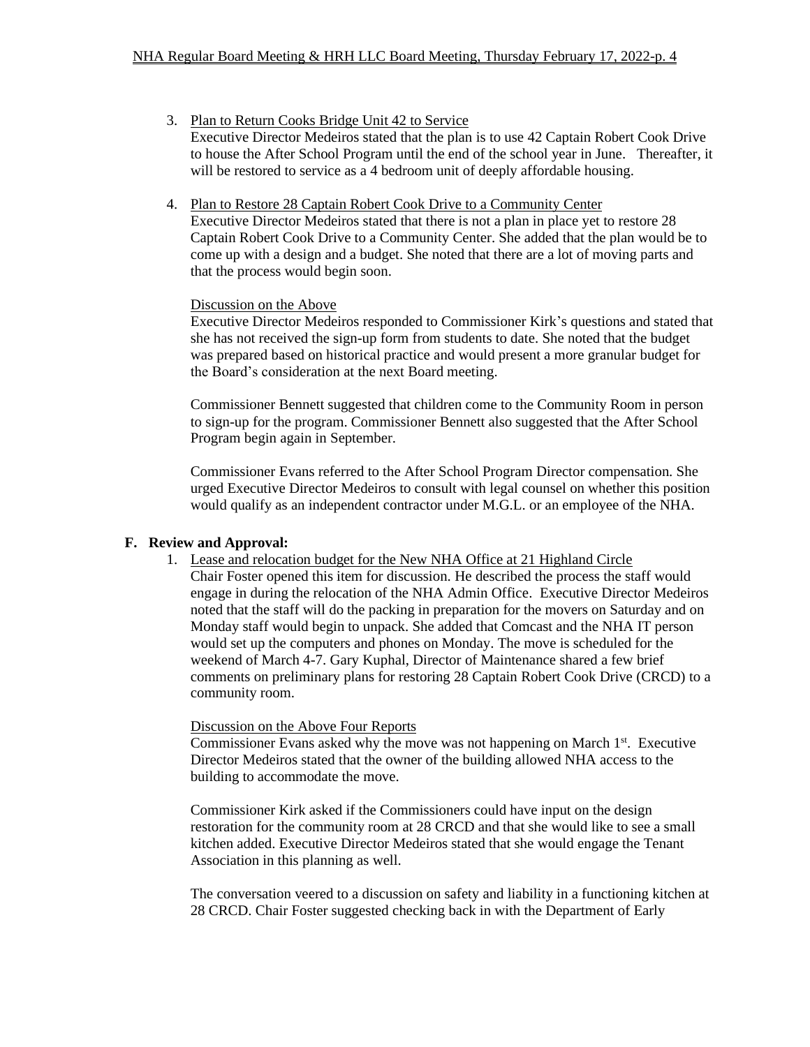3. Plan to Return Cooks Bridge Unit 42 to Service
   Executive Director Medeiros stated that the plan is to use 42 Captain Robert Cook Drive to house the After School Program until the end of the school year in June. Thereafter, it will be restored to service as a 4 bedroom unit of deeply affordable housing.

4. Plan to Restore 28 Captain Robert Cook Drive to a Community Center
   Executive Director Medeiros stated that there is not a plan in place yet to restore 28 Captain Robert Cook Drive to a Community Center. She added that the plan would be to come up with a design and a budget. She noted that there are a lot of moving parts and that the process would begin soon.

   Discussion on the Above
   Executive Director Medeiros responded to Commissioner Kirk's questions and stated that she has not received the sign-up form from students to date. She noted that the budget was prepared based on historical practice and would present a more granular budget for the Board's consideration at the next Board meeting.

   Commissioner Bennett suggested that children come to the Community Room in person to sign-up for the program. Commissioner Bennett also suggested that the After School Program begin again in September.

   Commissioner Evans referred to the After School Program Director compensation. She urged Executive Director Medeiros to consult with legal counsel on whether this position would qualify as an independent contractor under M.G.L. or an employee of the NHA.

## F. Review and Approval:

1. Lease and relocation budget for the New NHA Office at 21 Highland Circle
   Chair Foster opened this item for discussion. He described the process the staff would engage in during the relocation of the NHA Admin Office. Executive Director Medeiros noted that the staff will do the packing in preparation for the movers on Saturday and on Monday staff would begin to unpack. She added that Comcast and the NHA IT person would set up the computers and phones on Monday. The move is scheduled for the weekend of March 4-7. Gary Kuphal, Director of Maintenance shared a few brief comments on preliminary plans for restoring 28 Captain Robert Cook Drive (CRCD) to a community room.

   Discussion on the Above Four Reports
   Commissioner Evans asked why the move was not happening on March 1st. Executive Director Medeiros stated that the owner of the building allowed NHA access to the building to accommodate the move.

   Commissioner Kirk asked if the Commissioners could have input on the design restoration for the community room at 28 CRCD and that she would like to see a small kitchen added. Executive Director Medeiros stated that she would engage the Tenant Association in this planning as well.

   The conversation veered to a discussion on safety and liability in a functioning kitchen at 28 CRCD. Chair Foster suggested checking back in with the Department of Early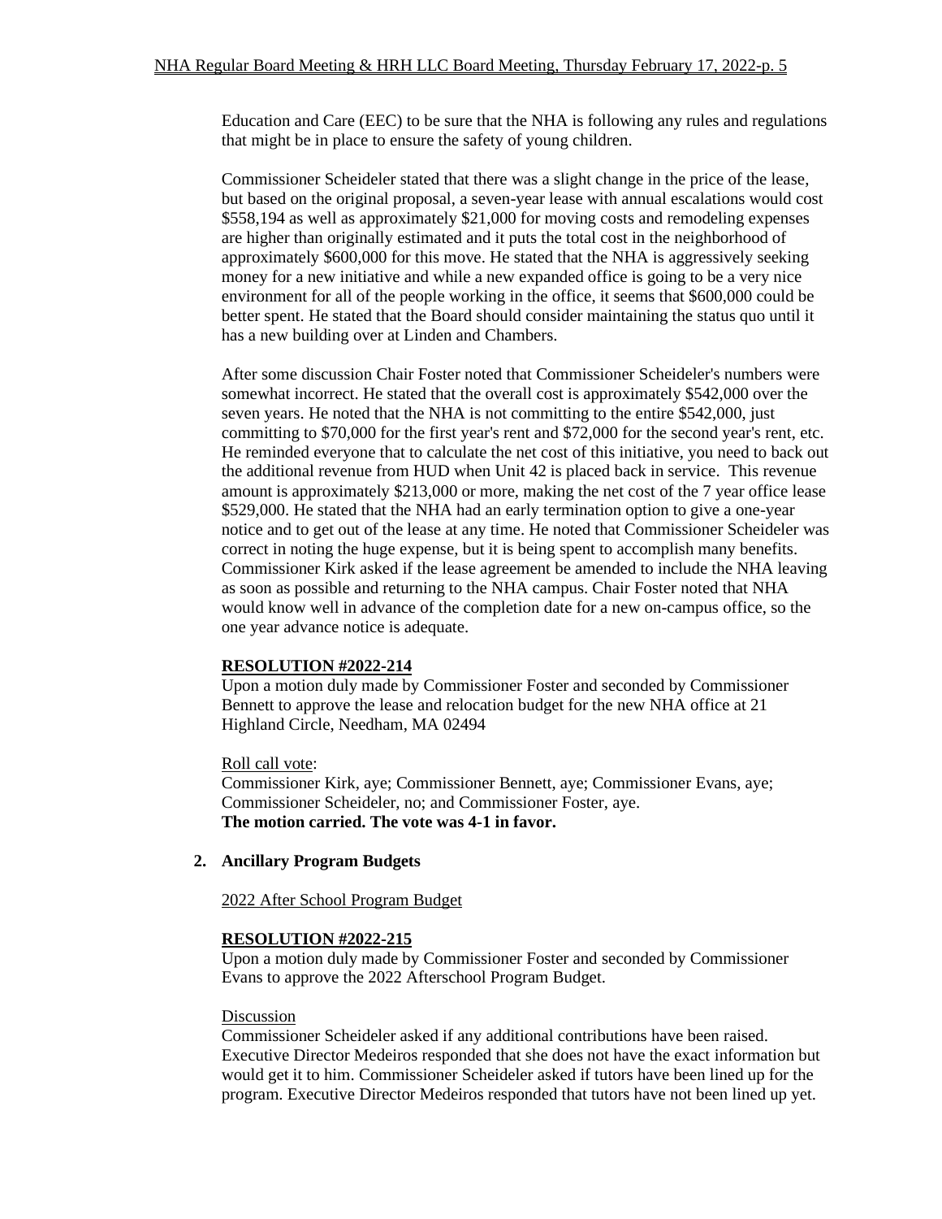Education and Care (EEC) to be sure that the NHA is following any rules and regulations that might be in place to ensure the safety of young children.

Commissioner Scheideler stated that there was a slight change in the price of the lease, but based on the original proposal, a seven-year lease with annual escalations would cost \$558,194 as well as approximately \$21,000 for moving costs and remodeling expenses are higher than originally estimated and it puts the total cost in the neighborhood of approximately \$600,000 for this move. He stated that the NHA is aggressively seeking money for a new initiative and while a new expanded office is going to be a very nice environment for all of the people working in the office, it seems that \$600,000 could be better spent. He stated that the Board should consider maintaining the status quo until it has a new building over at Linden and Chambers.

After some discussion Chair Foster noted that Commissioner Scheideler's numbers were somewhat incorrect. He stated that the overall cost is approximately \$542,000 over the seven years. He noted that the NHA is not committing to the entire \$542,000, just committing to \$70,000 for the first year's rent and \$72,000 for the second year's rent, etc. He reminded everyone that to calculate the net cost of this initiative, you need to back out the additional revenue from HUD when Unit 42 is placed back in service. This revenue amount is approximately \$213,000 or more, making the net cost of the 7 year office lease \$529,000. He stated that the NHA had an early termination option to give a one-year notice and to get out of the lease at any time. He noted that Commissioner Scheideler was correct in noting the huge expense, but it is being spent to accomplish many benefits. Commissioner Kirk asked if the lease agreement be amended to include the NHA leaving as soon as possible and returning to the NHA campus. Chair Foster noted that NHA would know well in advance of the completion date for a new on-campus office, so the one year advance notice is adequate.

**RESOLUTION #2022-214**
Upon a motion duly made by Commissioner Foster and seconded by Commissioner Bennett to approve the lease and relocation budget for the new NHA office at 21 Highland Circle, Needham, MA 02494

Roll call vote:
Commissioner Kirk, aye; Commissioner Bennett, aye; Commissioner Evans, aye; Commissioner Scheideler, no; and Commissioner Foster, aye.
**The motion carried. The vote was 4-1 in favor.**

2. **Ancillary Program Budgets**

2022 After School Program Budget

**RESOLUTION #2022-215**
Upon a motion duly made by Commissioner Foster and seconded by Commissioner Evans to approve the 2022 Afterschool Program Budget.

Discussion
Commissioner Scheideler asked if any additional contributions have been raised. Executive Director Medeiros responded that she does not have the exact information but would get it to him. Commissioner Scheideler asked if tutors have been lined up for the program. Executive Director Medeiros responded that tutors have not been lined up yet.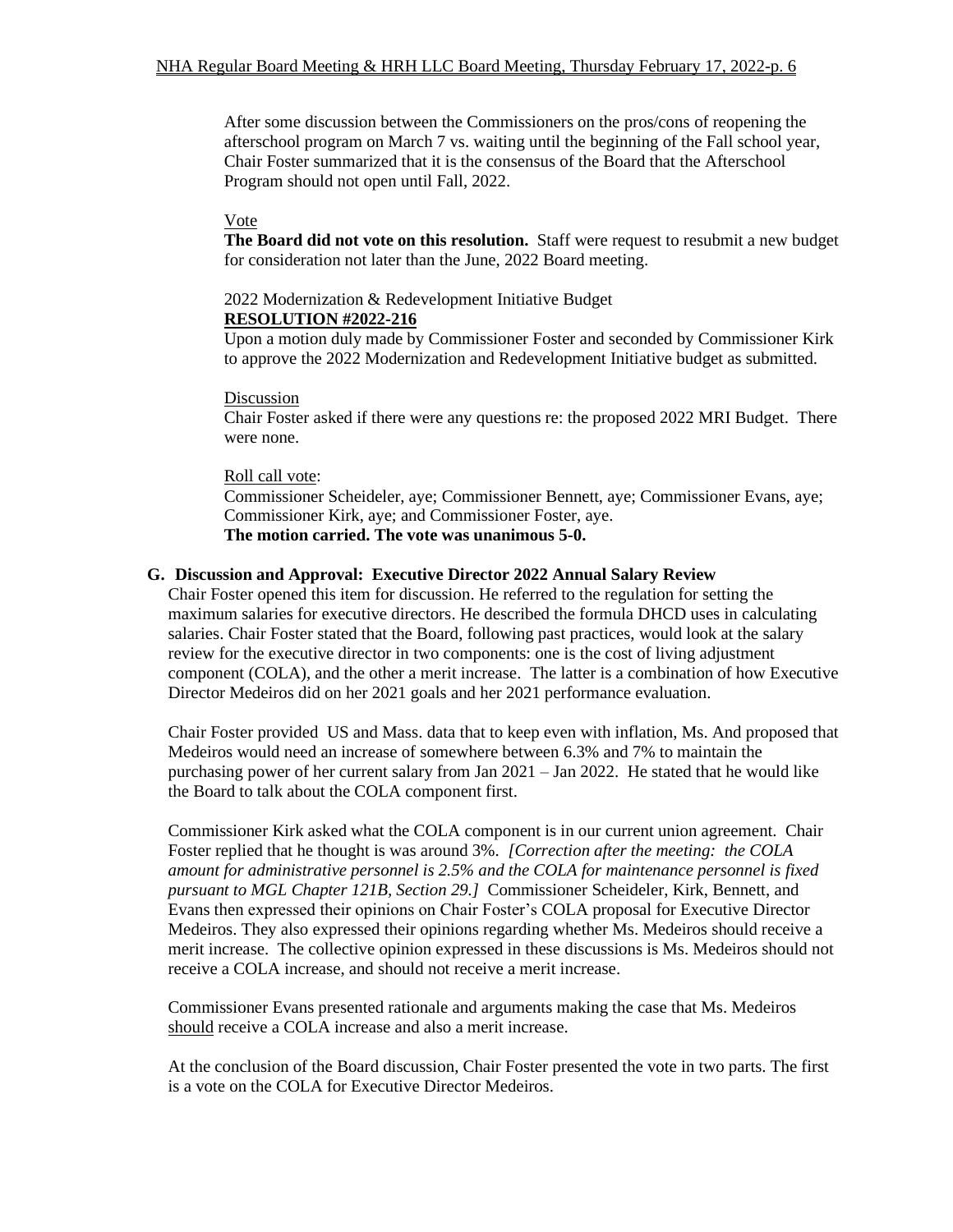After some discussion between the Commissioners on the pros/cons of reopening the afterschool program on March 7 vs. waiting until the beginning of the Fall school year, Chair Foster summarized that it is the consensus of the Board that the Afterschool Program should not open until Fall, 2022.

Vote

**The Board did not vote on this resolution.** Staff were request to resubmit a new budget for consideration not later than the June, 2022 Board meeting.

2022 Modernization & Redevelopment Initiative Budget

**RESOLUTION #2022-216**

Upon a motion duly made by Commissioner Foster and seconded by Commissioner Kirk to approve the 2022 Modernization and Redevelopment Initiative budget as submitted.

Discussion

Chair Foster asked if there were any questions re: the proposed 2022 MRI Budget. There were none.

Roll call vote:

Commissioner Scheideler, aye; Commissioner Bennett, aye; Commissioner Evans, aye; Commissioner Kirk, aye; and Commissioner Foster, aye.

**The motion carried. The vote was unanimous 5-0.**

**G. Discussion and Approval: Executive Director 2022 Annual Salary Review**

Chair Foster opened this item for discussion. He referred to the regulation for setting the maximum salaries for executive directors. He described the formula DHCD uses in calculating salaries. Chair Foster stated that the Board, following past practices, would look at the salary review for the executive director in two components: one is the cost of living adjustment component (COLA), and the other a merit increase. The latter is a combination of how Executive Director Medeiros did on her 2021 goals and her 2021 performance evaluation.

Chair Foster provided US and Mass. data that to keep even with inflation, Ms. And proposed that Medeiros would need an increase of somewhere between 6.3% and 7% to maintain the purchasing power of her current salary from Jan 2021 – Jan 2022. He stated that he would like the Board to talk about the COLA component first.

Commissioner Kirk asked what the COLA component is in our current union agreement. Chair Foster replied that he thought is was around 3%. *[Correction after the meeting: the COLA amount for administrative personnel is 2.5% and the COLA for maintenance personnel is fixed pursuant to MGL Chapter 121B, Section 29.]* Commissioner Scheideler, Kirk, Bennett, and Evans then expressed their opinions on Chair Foster's COLA proposal for Executive Director Medeiros. They also expressed their opinions regarding whether Ms. Medeiros should receive a merit increase. The collective opinion expressed in these discussions is Ms. Medeiros should not receive a COLA increase, and should not receive a merit increase.

Commissioner Evans presented rationale and arguments making the case that Ms. Medeiros should receive a COLA increase and also a merit increase.

At the conclusion of the Board discussion, Chair Foster presented the vote in two parts. The first is a vote on the COLA for Executive Director Medeiros.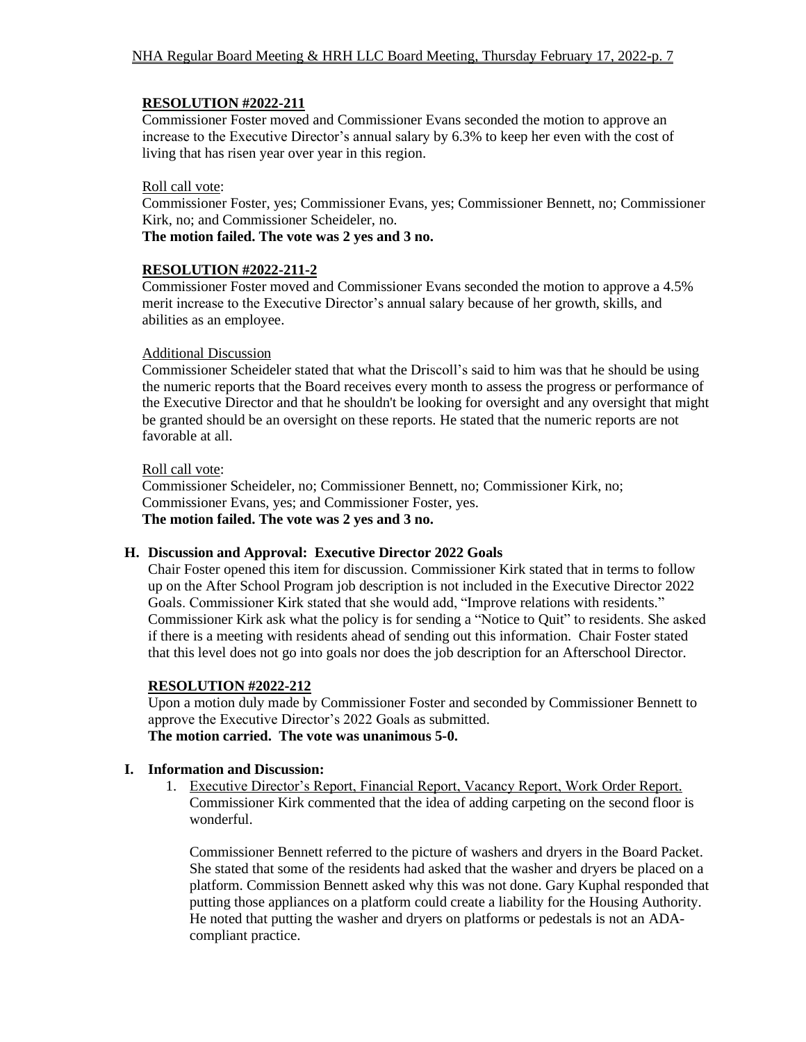**RESOLUTION #2022-211**

Commissioner Foster moved and Commissioner Evans seconded the motion to approve an increase to the Executive Director's annual salary by 6.3% to keep her even with the cost of living that has risen year over year in this region.

Roll call vote:

Commissioner Foster, yes; Commissioner Evans, yes; Commissioner Bennett, no; Commissioner Kirk, no; and Commissioner Scheideler, no.

**The motion failed. The vote was 2 yes and 3 no.**

**RESOLUTION #2022-211-2**

Commissioner Foster moved and Commissioner Evans seconded the motion to approve a 4.5% merit increase to the Executive Director's annual salary because of her growth, skills, and abilities as an employee.

Additional Discussion

Commissioner Scheideler stated that what the Driscoll's said to him was that he should be using the numeric reports that the Board receives every month to assess the progress or performance of the Executive Director and that he shouldn't be looking for oversight and any oversight that might be granted should be an oversight on these reports. He stated that the numeric reports are not favorable at all.

Roll call vote:

Commissioner Scheideler, no; Commissioner Bennett, no; Commissioner Kirk, no; Commissioner Evans, yes; and Commissioner Foster, yes.

**The motion failed. The vote was 2 yes and 3 no.**

**H. Discussion and Approval: Executive Director 2022 Goals**

Chair Foster opened this item for discussion. Commissioner Kirk stated that in terms to follow up on the After School Program job description is not included in the Executive Director 2022 Goals. Commissioner Kirk stated that she would add, "Improve relations with residents." Commissioner Kirk ask what the policy is for sending a "Notice to Quit" to residents. She asked if there is a meeting with residents ahead of sending out this information. Chair Foster stated that this level does not go into goals nor does the job description for an Afterschool Director.

**RESOLUTION #2022-212**

Upon a motion duly made by Commissioner Foster and seconded by Commissioner Bennett to approve the Executive Director's 2022 Goals as submitted.

**The motion carried. The vote was unanimous 5-0.**

**I. Information and Discussion:**

1. Executive Director's Report, Financial Report, Vacancy Report, Work Order Report. Commissioner Kirk commented that the idea of adding carpeting on the second floor is wonderful.

   Commissioner Bennett referred to the picture of washers and dryers in the Board Packet. She stated that some of the residents had asked that the washer and dryers be placed on a platform. Commission Bennett asked why this was not done. Gary Kuphal responded that putting those appliances on a platform could create a liability for the Housing Authority. He noted that putting the washer and dryers on platforms or pedestals is not an ADA-compliant practice.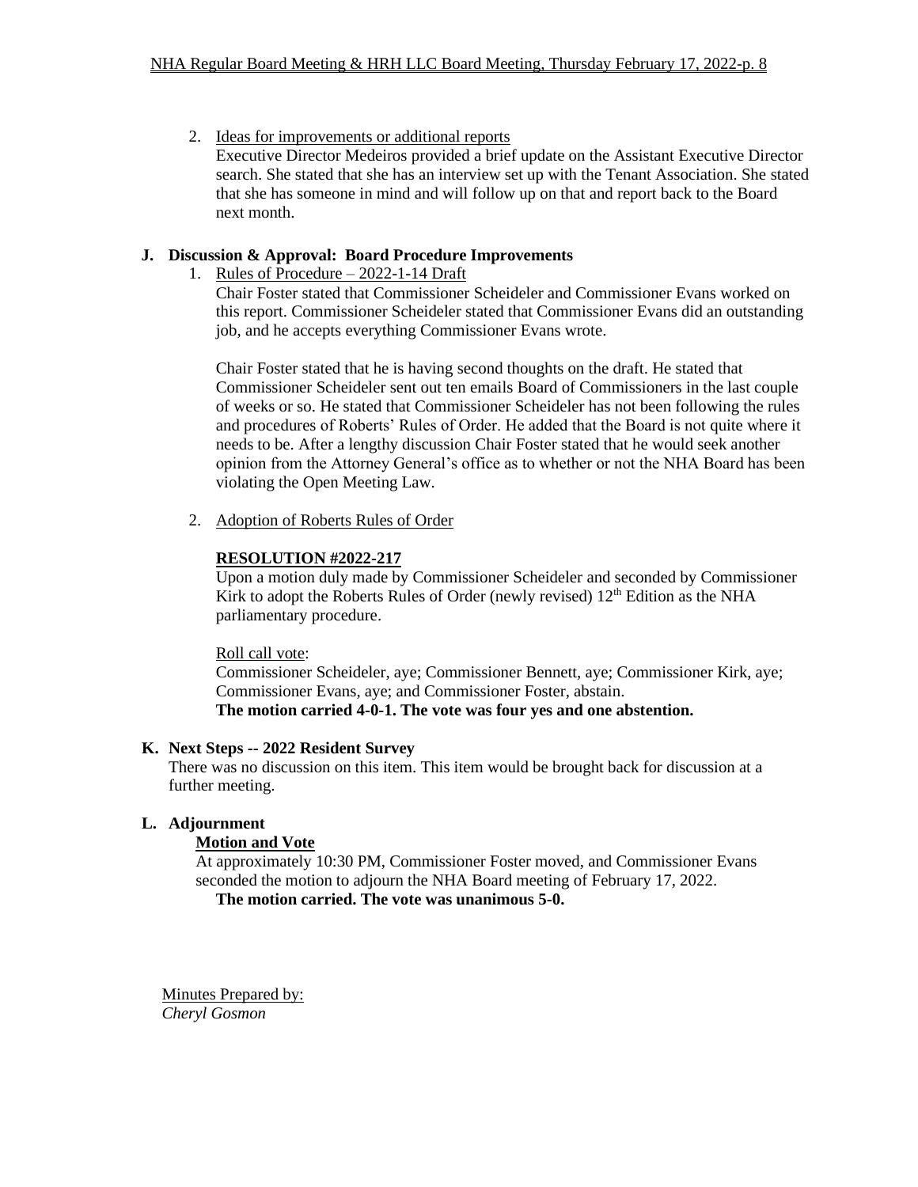2. Ideas for improvements or additional reports

   Executive Director Medeiros provided a brief update on the Assistant Executive Director search. She stated that she has an interview set up with the Tenant Association. She stated that she has someone in mind and will follow up on that and report back to the Board next month.

**J. Discussion & Approval: Board Procedure Improvements**

1. Rules of Procedure – 2022-1-14 Draft

   Chair Foster stated that Commissioner Scheideler and Commissioner Evans worked on this report. Commissioner Scheideler stated that Commissioner Evans did an outstanding job, and he accepts everything Commissioner Evans wrote.

   Chair Foster stated that he is having second thoughts on the draft. He stated that Commissioner Scheideler sent out ten emails Board of Commissioners in the last couple of weeks or so. He stated that Commissioner Scheideler has not been following the rules and procedures of Roberts' Rules of Order. He added that the Board is not quite where it needs to be. After a lengthy discussion Chair Foster stated that he would seek another opinion from the Attorney General's office as to whether or not the NHA Board has been violating the Open Meeting Law.

2. Adoption of Roberts Rules of Order

   **RESOLUTION #2022-217**

   Upon a motion duly made by Commissioner Scheideler and seconded by Commissioner Kirk to adopt the Roberts Rules of Order (newly revised) 12th Edition as the NHA parliamentary procedure.

   Roll call vote:

   Commissioner Scheideler, aye; Commissioner Bennett, aye; Commissioner Kirk, aye; Commissioner Evans, aye; and Commissioner Foster, abstain.

   **The motion carried 4-0-1. The vote was four yes and one abstention.**

**K. Next Steps -- 2022 Resident Survey**

There was no discussion on this item. This item would be brought back for discussion at a further meeting.

**L. Adjournment**

**Motion and Vote**

At approximately 10:30 PM, Commissioner Foster moved, and Commissioner Evans seconded the motion to adjourn the NHA Board meeting of February 17, 2022.

**The motion carried. The vote was unanimous 5-0.**

Minutes Prepared by:
*Cheryl Gosmon*